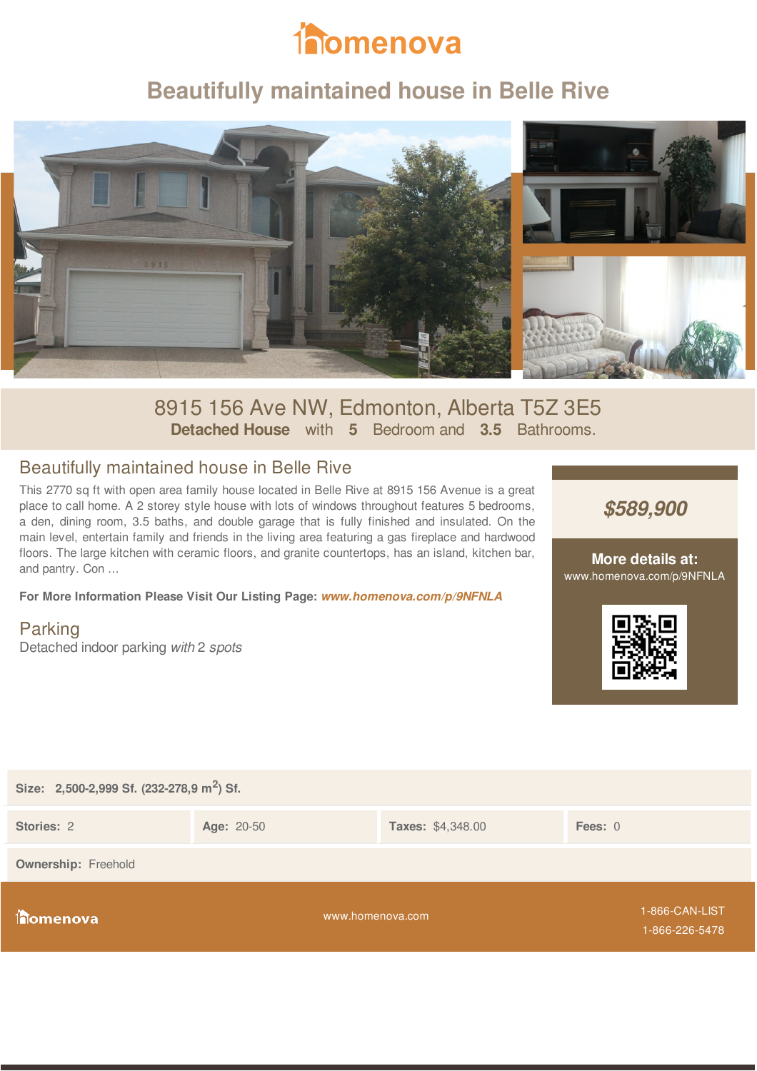# Beautifully maintained house in Belle Rive

8915 156 Ave NW, Edmonton, Alberta T5Z 3E5

**Detached House** with **5** Bedroom and **3.5** Bathrooms.

## Beautifully maintained house in Belle Rive

This 2770 sq ft with open area family house located in Belle Rive at 8915 156 Avenue is a great place to call home. A 2 storey style house with lots of windows throughout features 5 bedrooms, a den, dining room, 3.5 baths, and double garage that is fully finished and insulated. On the main level, entertain family and friends in the living area featuring a gas fireplace and hardwood floors. The large kitchen with ceramic floors, and granite countertops, has an island, kitchen bar, and pantry. Con ...

**For More Information Please Visit Our Listing Page:** ***www.homenova.com/p/9NFNLA***

***$589,900***

**More details at:**
www.homenova.com/p/9NFNLA

## Parking

Detached indoor parking *with* 2 *spots*

**Size:** **2,500-2,999 Sf. (232-278,9 m$^2$) Sf.**

| **Stories:** 2 | **Age:** 20-50 | **Taxes:** $4,348.00 | **Fees:** 0 |
|---|---|---|---|

**Ownership:** Freehold

homenova | www.homenova.com | 1-866-CAN-LIST 1-866-226-5478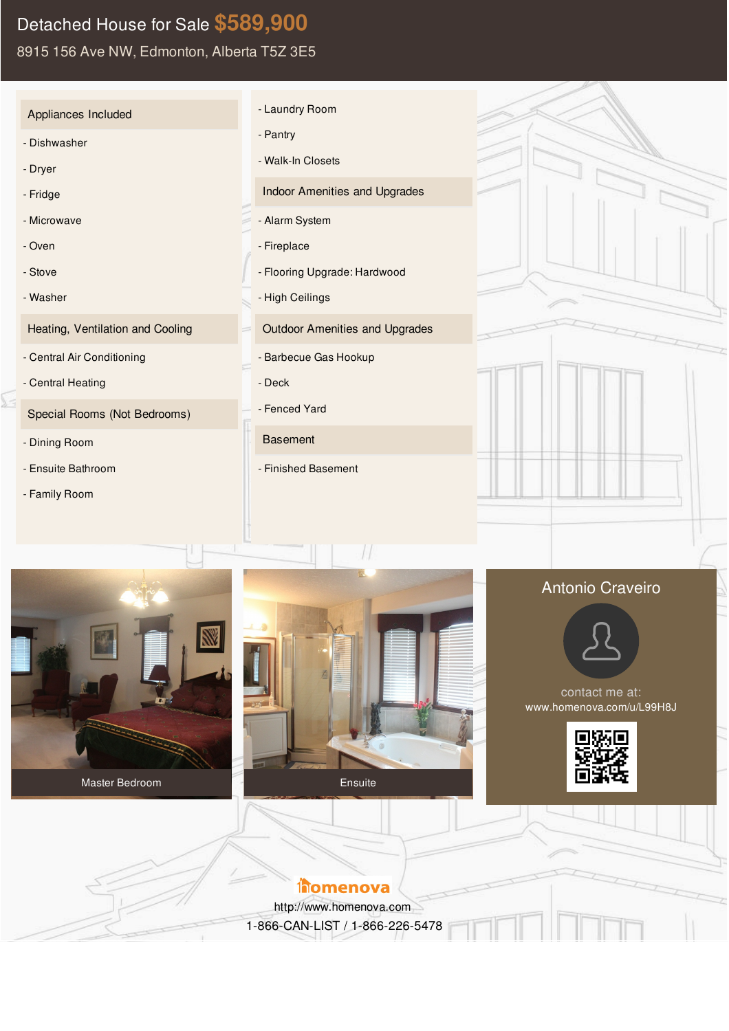# Detached House for Sale $589,900

8915 156 Ave NW, Edmonton, Alberta T5Z 3E5

## Appliances Included

- Dishwasher
- Dryer
- Fridge
- Microwave
- Oven
- Stove
- Washer

## Heating, Ventilation and Cooling

- Central Air Conditioning
- Central Heating

## Special Rooms (Not Bedrooms)

- Dining Room
- Ensuite Bathroom
- Family Room
- Laundry Room
- Pantry
- Walk-In Closets

## Indoor Amenities and Upgrades

- Alarm System
- Fireplace
- Flooring Upgrade: Hardwood
- High Ceilings

## Outdoor Amenities and Upgrades

- Barbecue Gas Hookup
- Deck
- Fenced Yard

## Basement

- Finished Basement

Master Bedroom

Ensuite

Antonio Craveiro

contact me at:
www.homenova.com/u/L99H8J

homenova
http://www.homenova.com
1-866-CAN-LIST / 1-866-226-5478